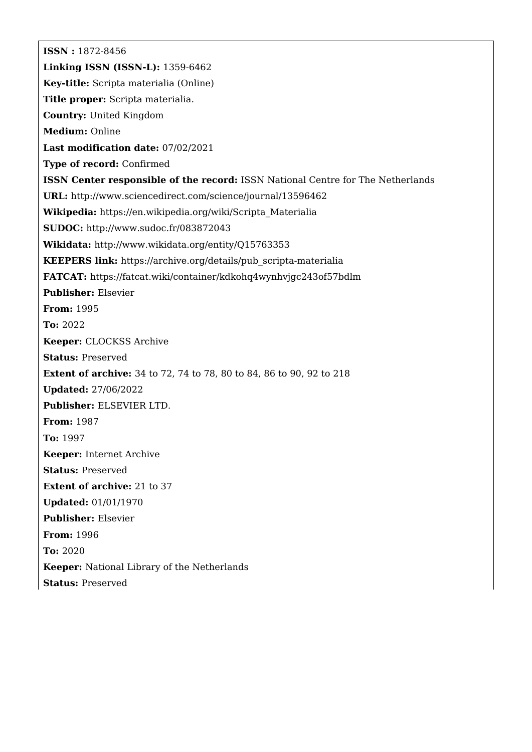**ISSN :** 1872-8456

**Linking ISSN (ISSN-L):** 1359-6462

**Key-title:** Scripta materialia (Online)

**Title proper:** Scripta materialia.

**Country:** United Kingdom

**Medium:** Online

**Last modification date:** 07/02/2021

**Type of record:** Confirmed

**ISSN Center responsible of the record:** ISSN National Centre for The Netherlands

**URL:** http://www.sciencedirect.com/science/journal/13596462

**Wikipedia:** https://en.wikipedia.org/wiki/Scripta_Materialia

**SUDOC:** http://www.sudoc.fr/083872043

**Wikidata:** http://www.wikidata.org/entity/Q15763353

**KEEPERS link:** https://archive.org/details/pub_scripta-materialia

**FATCAT:** https://fatcat.wiki/container/kdkohq4wynhvjgc243of57bdlm

**Publisher:** Elsevier

**From:** 1995

**To:** 2022

**Keeper:** CLOCKSS Archive

**Status:** Preserved

**Extent of archive:** 34 to 72, 74 to 78, 80 to 84, 86 to 90, 92 to 218

**Updated:** 27/06/2022

**Publisher:** ELSEVIER LTD.

**From:** 1987

**To:** 1997

**Keeper:** Internet Archive

**Status:** Preserved

**Extent of archive:** 21 to 37

**Updated:** 01/01/1970

**Publisher:** Elsevier

**From:** 1996

**To:** 2020

**Keeper:** National Library of the Netherlands

**Status:** Preserved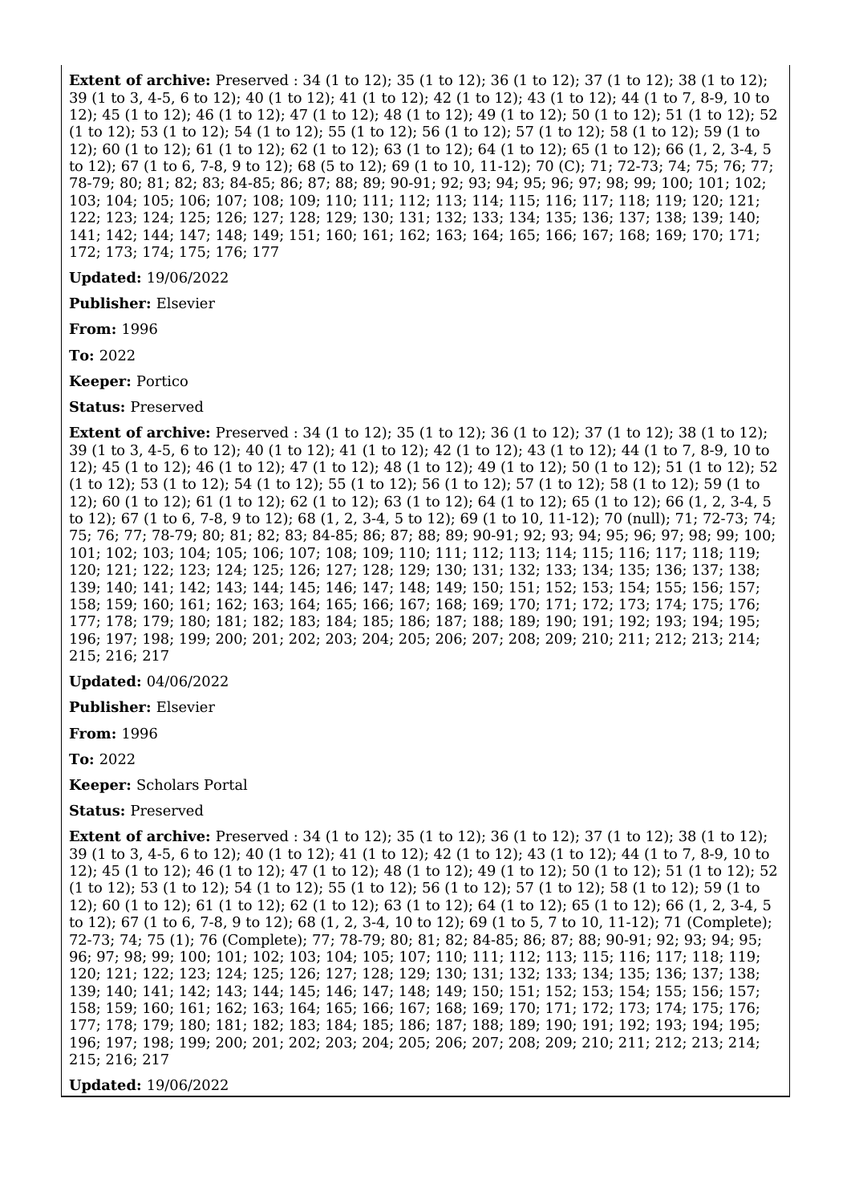**Extent of archive:** Preserved : 34 (1 to 12); 35 (1 to 12); 36 (1 to 12); 37 (1 to 12); 38 (1 to 12); 39 (1 to 3, 4-5, 6 to 12); 40 (1 to 12); 41 (1 to 12); 42 (1 to 12); 43 (1 to 12); 44 (1 to 7, 8-9, 10 to 12); 45 (1 to 12); 46 (1 to 12); 47 (1 to 12); 48 (1 to 12); 49 (1 to 12); 50 (1 to 12); 51 (1 to 12); 52 (1 to 12); 53 (1 to 12); 54 (1 to 12); 55 (1 to 12); 56 (1 to 12); 57 (1 to 12); 58 (1 to 12); 59 (1 to 12); 60 (1 to 12); 61 (1 to 12); 62 (1 to 12); 63 (1 to 12); 64 (1 to 12); 65 (1 to 12); 66 (1, 2, 3-4, 5 to 12); 67 (1 to 6, 7-8, 9 to 12); 68 (5 to 12); 69 (1 to 10, 11-12); 70 (C); 71; 72-73; 74; 75; 76; 77; 78-79; 80; 81; 82; 83; 84-85; 86; 87; 88; 89; 90-91; 92; 93; 94; 95; 96; 97; 98; 99; 100; 101; 102; 103; 104; 105; 106; 107; 108; 109; 110; 111; 112; 113; 114; 115; 116; 117; 118; 119; 120; 121; 122; 123; 124; 125; 126; 127; 128; 129; 130; 131; 132; 133; 134; 135; 136; 137; 138; 139; 140; 141; 142; 144; 147; 148; 149; 151; 160; 161; 162; 163; 164; 165; 166; 167; 168; 169; 170; 171; 172; 173; 174; 175; 176; 177

**Updated:** 19/06/2022

**Publisher:** Elsevier

**From:** 1996

**To:** 2022

**Keeper:** Portico

**Status:** Preserved

**Extent of archive:** Preserved : 34 (1 to 12); 35 (1 to 12); 36 (1 to 12); 37 (1 to 12); 38 (1 to 12); 39 (1 to 3, 4-5, 6 to 12); 40 (1 to 12); 41 (1 to 12); 42 (1 to 12); 43 (1 to 12); 44 (1 to 7, 8-9, 10 to 12); 45 (1 to 12); 46 (1 to 12); 47 (1 to 12); 48 (1 to 12); 49 (1 to 12); 50 (1 to 12); 51 (1 to 12); 52 (1 to 12); 53 (1 to 12); 54 (1 to 12); 55 (1 to 12); 56 (1 to 12); 57 (1 to 12); 58 (1 to 12); 59 (1 to 12); 60 (1 to 12); 61 (1 to 12); 62 (1 to 12); 63 (1 to 12); 64 (1 to 12); 65 (1 to 12); 66 (1, 2, 3-4, 5 to 12); 67 (1 to 6, 7-8, 9 to 12); 68 (1, 2, 3-4, 5 to 12); 69 (1 to 10, 11-12); 70 (null); 71; 72-73; 74; 75; 76; 77; 78-79; 80; 81; 82; 83; 84-85; 86; 87; 88; 89; 90-91; 92; 93; 94; 95; 96; 97; 98; 99; 100; 101; 102; 103; 104; 105; 106; 107; 108; 109; 110; 111; 112; 113; 114; 115; 116; 117; 118; 119; 120; 121; 122; 123; 124; 125; 126; 127; 128; 129; 130; 131; 132; 133; 134; 135; 136; 137; 138; 139; 140; 141; 142; 143; 144; 145; 146; 147; 148; 149; 150; 151; 152; 153; 154; 155; 156; 157; 158; 159; 160; 161; 162; 163; 164; 165; 166; 167; 168; 169; 170; 171; 172; 173; 174; 175; 176; 177; 178; 179; 180; 181; 182; 183; 184; 185; 186; 187; 188; 189; 190; 191; 192; 193; 194; 195; 196; 197; 198; 199; 200; 201; 202; 203; 204; 205; 206; 207; 208; 209; 210; 211; 212; 213; 214; 215; 216; 217

**Updated:** 04/06/2022

**Publisher:** Elsevier

**From:** 1996

**To:** 2022

**Keeper:** Scholars Portal

**Status:** Preserved

**Extent of archive:** Preserved : 34 (1 to 12); 35 (1 to 12); 36 (1 to 12); 37 (1 to 12); 38 (1 to 12); 39 (1 to 3, 4-5, 6 to 12); 40 (1 to 12); 41 (1 to 12); 42 (1 to 12); 43 (1 to 12); 44 (1 to 7, 8-9, 10 to 12); 45 (1 to 12); 46 (1 to 12); 47 (1 to 12); 48 (1 to 12); 49 (1 to 12); 50 (1 to 12); 51 (1 to 12); 52 (1 to 12); 53 (1 to 12); 54 (1 to 12); 55 (1 to 12); 56 (1 to 12); 57 (1 to 12); 58 (1 to 12); 59 (1 to 12); 60 (1 to 12); 61 (1 to 12); 62 (1 to 12); 63 (1 to 12); 64 (1 to 12); 65 (1 to 12); 66 (1, 2, 3-4, 5 to 12); 67 (1 to 6, 7-8, 9 to 12); 68 (1, 2, 3-4, 10 to 12); 69 (1 to 5, 7 to 10, 11-12); 71 (Complete); 72-73; 74; 75 (1); 76 (Complete); 77; 78-79; 80; 81; 82; 84-85; 86; 87; 88; 90-91; 92; 93; 94; 95; 96; 97; 98; 99; 100; 101; 102; 103; 104; 105; 107; 110; 111; 112; 113; 115; 116; 117; 118; 119; 120; 121; 122; 123; 124; 125; 126; 127; 128; 129; 130; 131; 132; 133; 134; 135; 136; 137; 138; 139; 140; 141; 142; 143; 144; 145; 146; 147; 148; 149; 150; 151; 152; 153; 154; 155; 156; 157; 158; 159; 160; 161; 162; 163; 164; 165; 166; 167; 168; 169; 170; 171; 172; 173; 174; 175; 176; 177; 178; 179; 180; 181; 182; 183; 184; 185; 186; 187; 188; 189; 190; 191; 192; 193; 194; 195; 196; 197; 198; 199; 200; 201; 202; 203; 204; 205; 206; 207; 208; 209; 210; 211; 212; 213; 214; 215; 216; 217

**Updated:** 19/06/2022